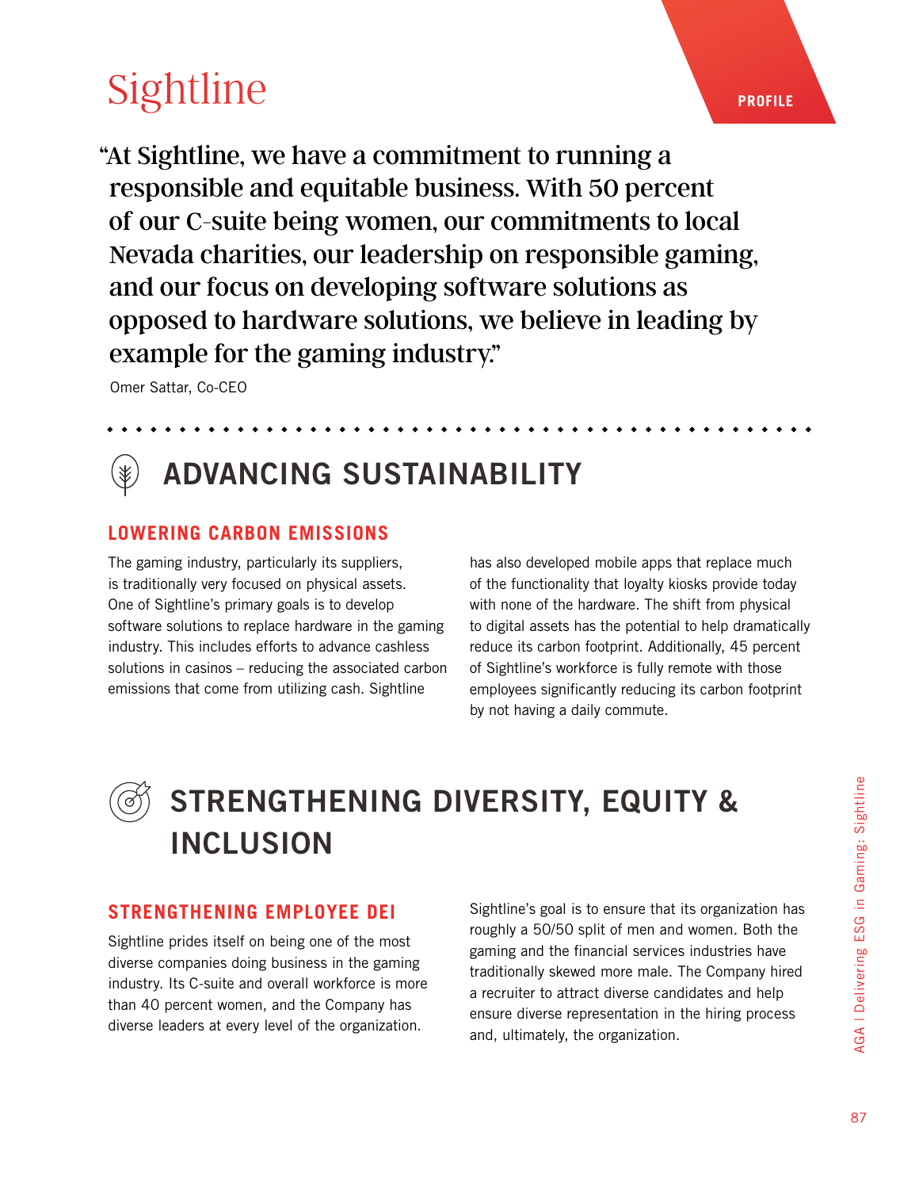# Sightline

PROFILE

> "At Sightline, we have a commitment to running a responsible and equitable business. With 50 percent of our C-suite being women, our commitments to local Nevada charities, our leadership on responsible gaming, and our focus on developing software solutions as opposed to hardware solutions, we believe in leading by example for the gaming industry."
>
> Omer Sattar, Co-CEO

## ADVANCING SUSTAINABILITY

### LOWERING CARBON EMISSIONS

The gaming industry, particularly its suppliers, is traditionally very focused on physical assets. One of Sightline's primary goals is to develop software solutions to replace hardware in the gaming industry. This includes efforts to advance cashless solutions in casinos – reducing the associated carbon emissions that come from utilizing cash. Sightline has also developed mobile apps that replace much of the functionality that loyalty kiosks provide today with none of the hardware. The shift from physical to digital assets has the potential to help dramatically reduce its carbon footprint. Additionally, 45 percent of Sightline's workforce is fully remote with those employees significantly reducing its carbon footprint by not having a daily commute.

## STRENGTHENING DIVERSITY, EQUITY & INCLUSION

### STRENGTHENING EMPLOYEE DEI

Sightline prides itself on being one of the most diverse companies doing business in the gaming industry. Its C-suite and overall workforce is more than 40 percent women, and the Company has diverse leaders at every level of the organization.

Sightline's goal is to ensure that its organization has roughly a 50/50 split of men and women. Both the gaming and the financial services industries have traditionally skewed more male. The Company hired a recruiter to attract diverse candidates and help ensure diverse representation in the hiring process and, ultimately, the organization.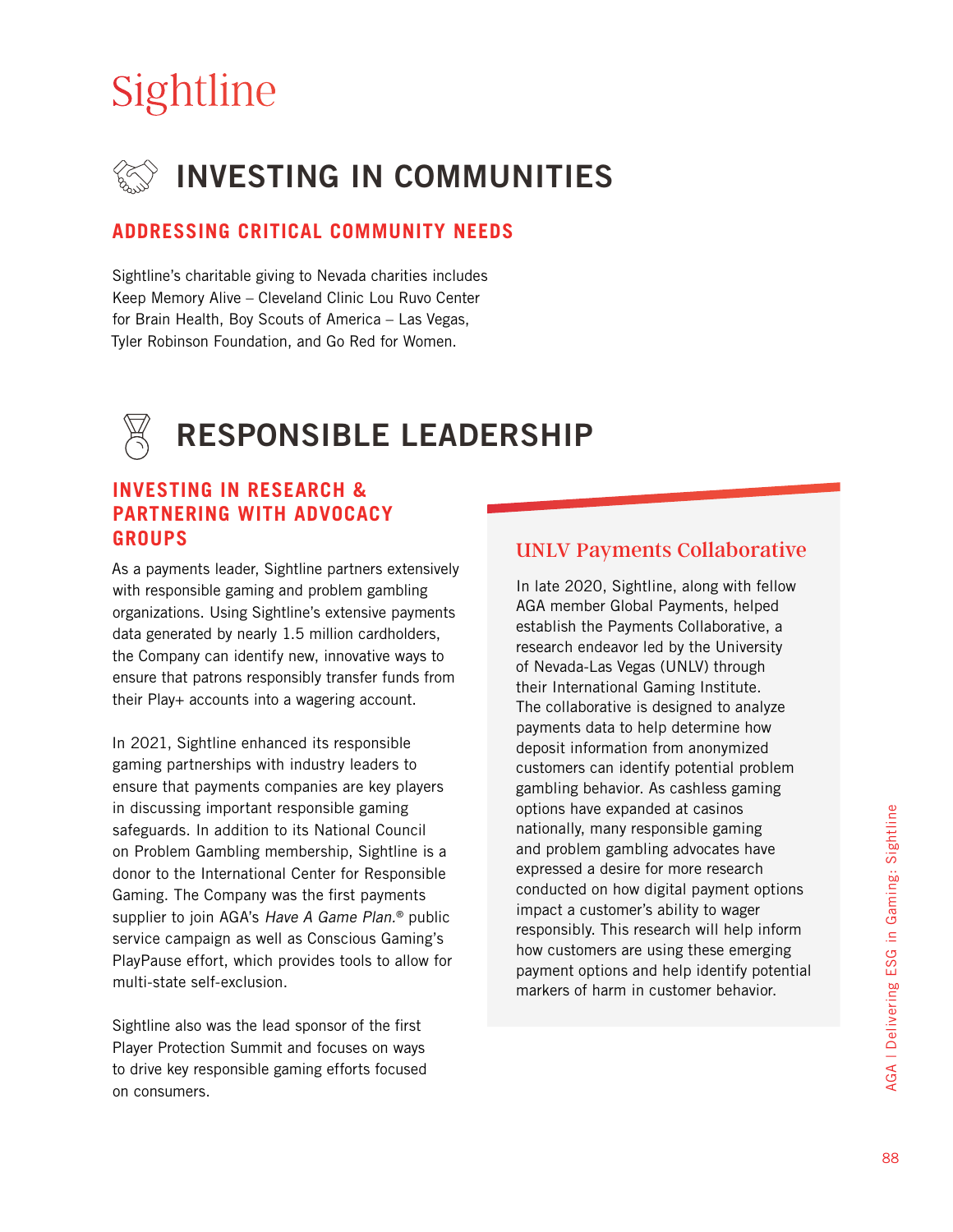# Sightline

## INVESTING IN COMMUNITIES

### ADDRESSING CRITICAL COMMUNITY NEEDS

Sightline's charitable giving to Nevada charities includes Keep Memory Alive – Cleveland Clinic Lou Ruvo Center for Brain Health, Boy Scouts of America – Las Vegas, Tyler Robinson Foundation, and Go Red for Women.

## RESPONSIBLE LEADERSHIP

### INVESTING IN RESEARCH & PARTNERING WITH ADVOCACY GROUPS

As a payments leader, Sightline partners extensively with responsible gaming and problem gambling organizations. Using Sightline's extensive payments data generated by nearly 1.5 million cardholders, the Company can identify new, innovative ways to ensure that patrons responsibly transfer funds from their Play+ accounts into a wagering account.

In 2021, Sightline enhanced its responsible gaming partnerships with industry leaders to ensure that payments companies are key players in discussing important responsible gaming safeguards. In addition to its National Council on Problem Gambling membership, Sightline is a donor to the International Center for Responsible Gaming. The Company was the first payments supplier to join AGA's *Have A Game Plan.®* public service campaign as well as Conscious Gaming's PlayPause effort, which provides tools to allow for multi-state self-exclusion.

Sightline also was the lead sponsor of the first Player Protection Summit and focuses on ways to drive key responsible gaming efforts focused on consumers.

### UNLV Payments Collaborative

In late 2020, Sightline, along with fellow AGA member Global Payments, helped establish the Payments Collaborative, a research endeavor led by the University of Nevada-Las Vegas (UNLV) through their International Gaming Institute. The collaborative is designed to analyze payments data to help determine how deposit information from anonymized customers can identify potential problem gambling behavior. As cashless gaming options have expanded at casinos nationally, many responsible gaming and problem gambling advocates have expressed a desire for more research conducted on how digital payment options impact a customer's ability to wager responsibly. This research will help inform how customers are using these emerging payment options and help identify potential markers of harm in customer behavior.